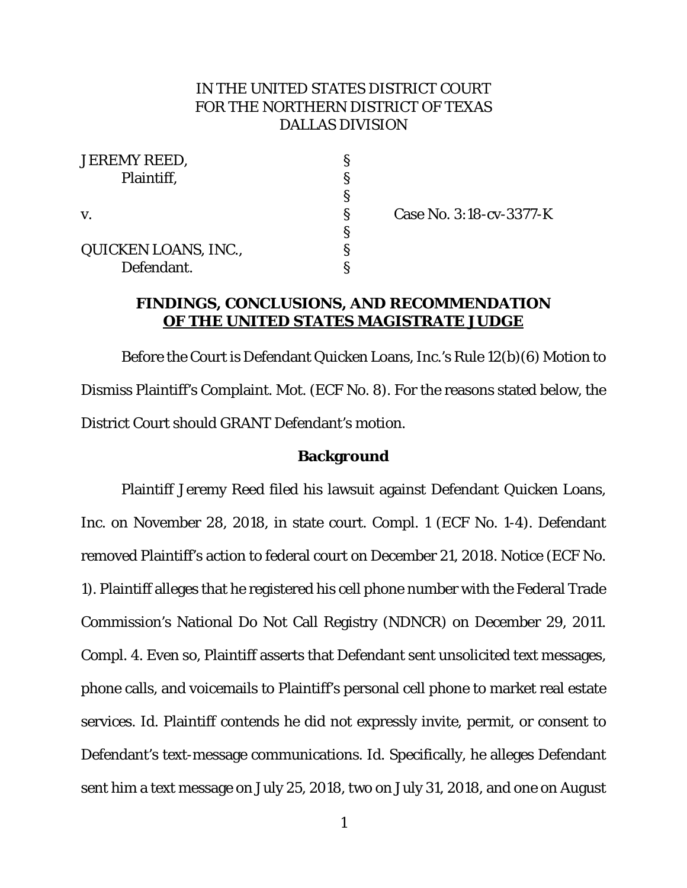IN THE UNITED STATES DISTRICT COURT
FOR THE NORTHERN DISTRICT OF TEXAS
DALLAS DIVISION

| | | |
|---|---|---|
| JEREMY REED, | § | |
| Plaintiff, | § | |
| | § | |
| v. | § | Case No. 3:18-cv-3377-K |
| | § | |
| QUICKEN LOANS, INC., | § | |
| Defendant. | § | |

## FINDINGS, CONCLUSIONS, AND RECOMMENDATION OF THE UNITED STATES MAGISTRATE JUDGE

Before the Court is Defendant Quicken Loans, Inc.'s Rule 12(b)(6) Motion to Dismiss Plaintiff's Complaint. Mot. (ECF No. 8). For the reasons stated below, the District Court should GRANT Defendant's motion.

### Background

Plaintiff Jeremy Reed filed his lawsuit against Defendant Quicken Loans, Inc. on November 28, 2018, in state court. Compl. 1 (ECF No. 1-4). Defendant removed Plaintiff's action to federal court on December 21, 2018. Notice (ECF No. 1). Plaintiff alleges that he registered his cell phone number with the Federal Trade Commission's National Do Not Call Registry (NDNCR) on December 29, 2011. Compl. 4. Even so, Plaintiff asserts that Defendant sent unsolicited text messages, phone calls, and voicemails to Plaintiff's personal cell phone to market real estate services. Id. Plaintiff contends he did not expressly invite, permit, or consent to Defendant's text-message communications. Id. Specifically, he alleges Defendant sent him a text message on July 25, 2018, two on July 31, 2018, and one on August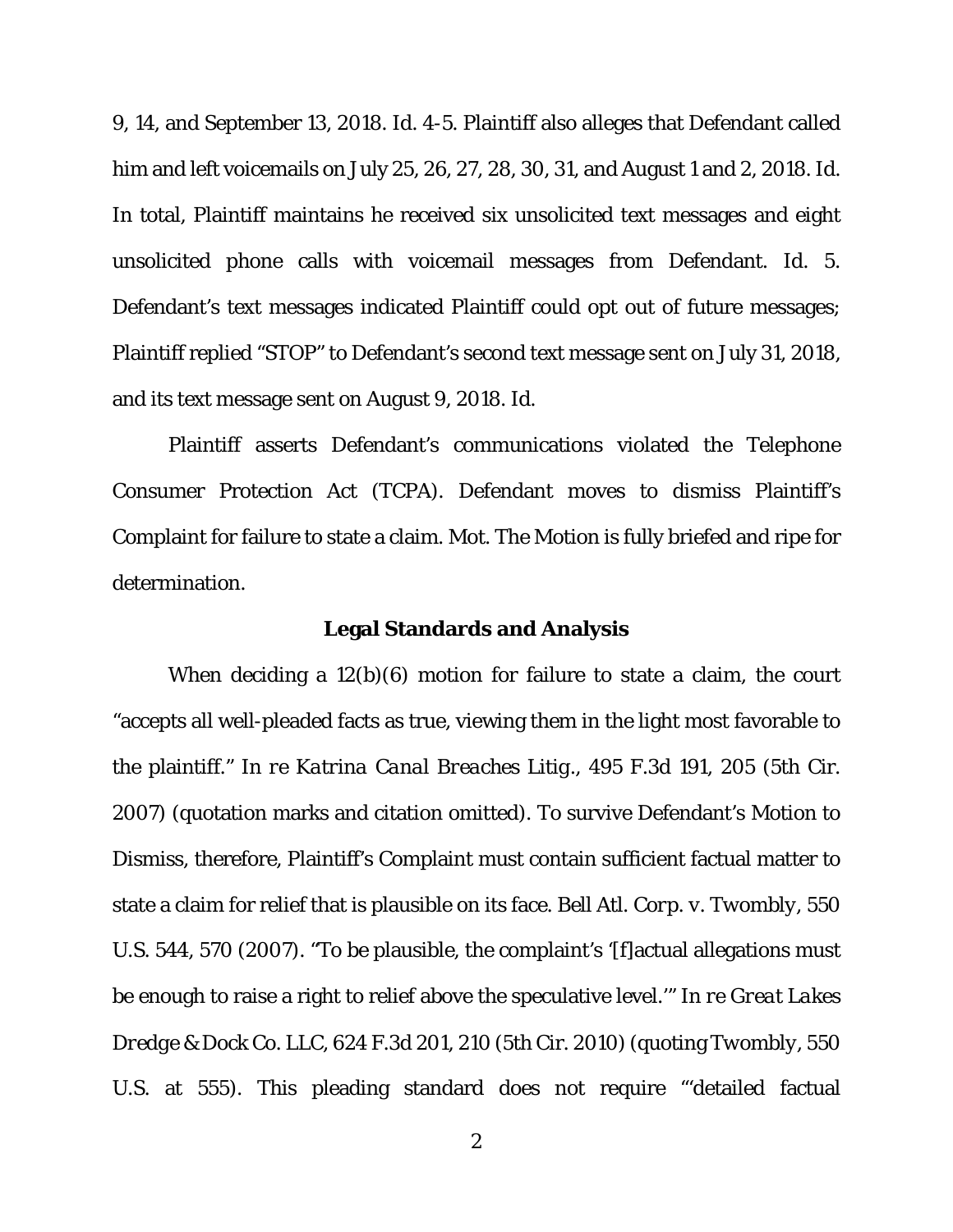9, 14, and September 13, 2018. Id. 4-5. Plaintiff also alleges that Defendant called him and left voicemails on July 25, 26, 27, 28, 30, 31, and August 1 and 2, 2018. Id. In total, Plaintiff maintains he received six unsolicited text messages and eight unsolicited phone calls with voicemail messages from Defendant. Id. 5. Defendant's text messages indicated Plaintiff could opt out of future messages; Plaintiff replied "STOP" to Defendant's second text message sent on July 31, 2018, and its text message sent on August 9, 2018. Id.

Plaintiff asserts Defendant's communications violated the Telephone Consumer Protection Act (TCPA). Defendant moves to dismiss Plaintiff's Complaint for failure to state a claim. Mot. The Motion is fully briefed and ripe for determination.

**Legal Standards and Analysis**

When deciding a 12(b)(6) motion for failure to state a claim, the court "accepts all well-pleaded facts as true, viewing them in the light most favorable to the plaintiff." *In re Katrina Canal Breaches Litig.*, 495 F.3d 191, 205 (5th Cir. 2007) (quotation marks and citation omitted). To survive Defendant's Motion to Dismiss, therefore, Plaintiff's Complaint must contain sufficient factual matter to state a claim for relief that is plausible on its face. *Bell Atl. Corp. v. Twombly*, 550 U.S. 544, 570 (2007). "To be plausible, the complaint's '[f]actual allegations must be enough to raise a right to relief above the speculative level.'" *In re Great Lakes Dredge & Dock Co. LLC*, 624 F.3d 201, 210 (5th Cir. 2010) (quoting *Twombly*, 550 U.S. at 555). This pleading standard does not require "'detailed factual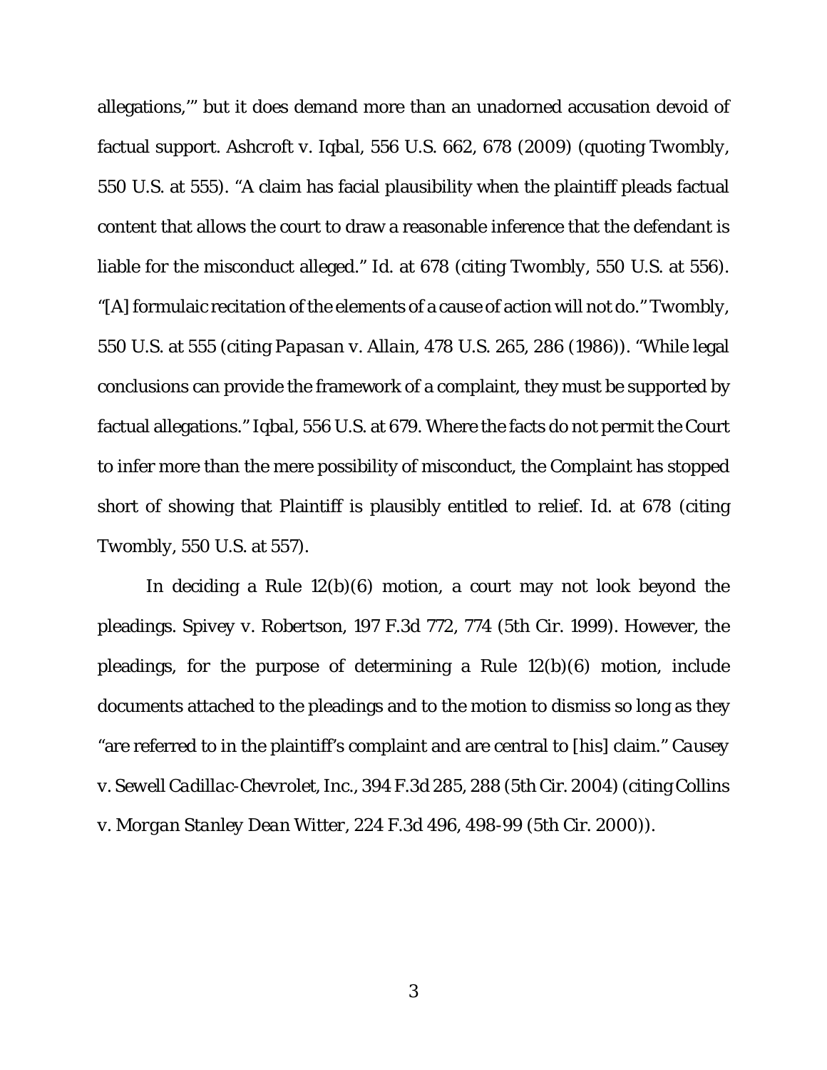allegations,'" but it does demand more than an unadorned accusation devoid of factual support. *Ashcroft v. Iqbal*, 556 U.S. 662, 678 (2009) (quoting *Twombly*, 550 U.S. at 555). "A claim has facial plausibility when the plaintiff pleads factual content that allows the court to draw a reasonable inference that the defendant is liable for the misconduct alleged." *Id.* at 678 (citing *Twombly*, 550 U.S. at 556). "[A] formulaic recitation of the elements of a cause of action will not do." *Twombly*, 550 U.S. at 555 (citing *Papasan v. Allain*, 478 U.S. 265, 286 (1986)). "While legal conclusions can provide the framework of a complaint, they must be supported by factual allegations." *Iqbal*, 556 U.S. at 679. Where the facts do not permit the Court to infer more than the mere possibility of misconduct, the Complaint has stopped short of showing that Plaintiff is plausibly entitled to relief. *Id.* at 678 (citing *Twombly*, 550 U.S. at 557).

In deciding a Rule 12(b)(6) motion, a court may not look beyond the pleadings. *Spivey v. Robertson*, 197 F.3d 772, 774 (5th Cir. 1999). However, the pleadings, for the purpose of determining a Rule 12(b)(6) motion, include documents attached to the pleadings and to the motion to dismiss so long as they "are referred to in the plaintiff's complaint and are central to [his] claim." *Causey v. Sewell Cadillac-Chevrolet, Inc.*, 394 F.3d 285, 288 (5th Cir. 2004) (citing *Collins v. Morgan Stanley Dean Witter*, 224 F.3d 496, 498-99 (5th Cir. 2000)).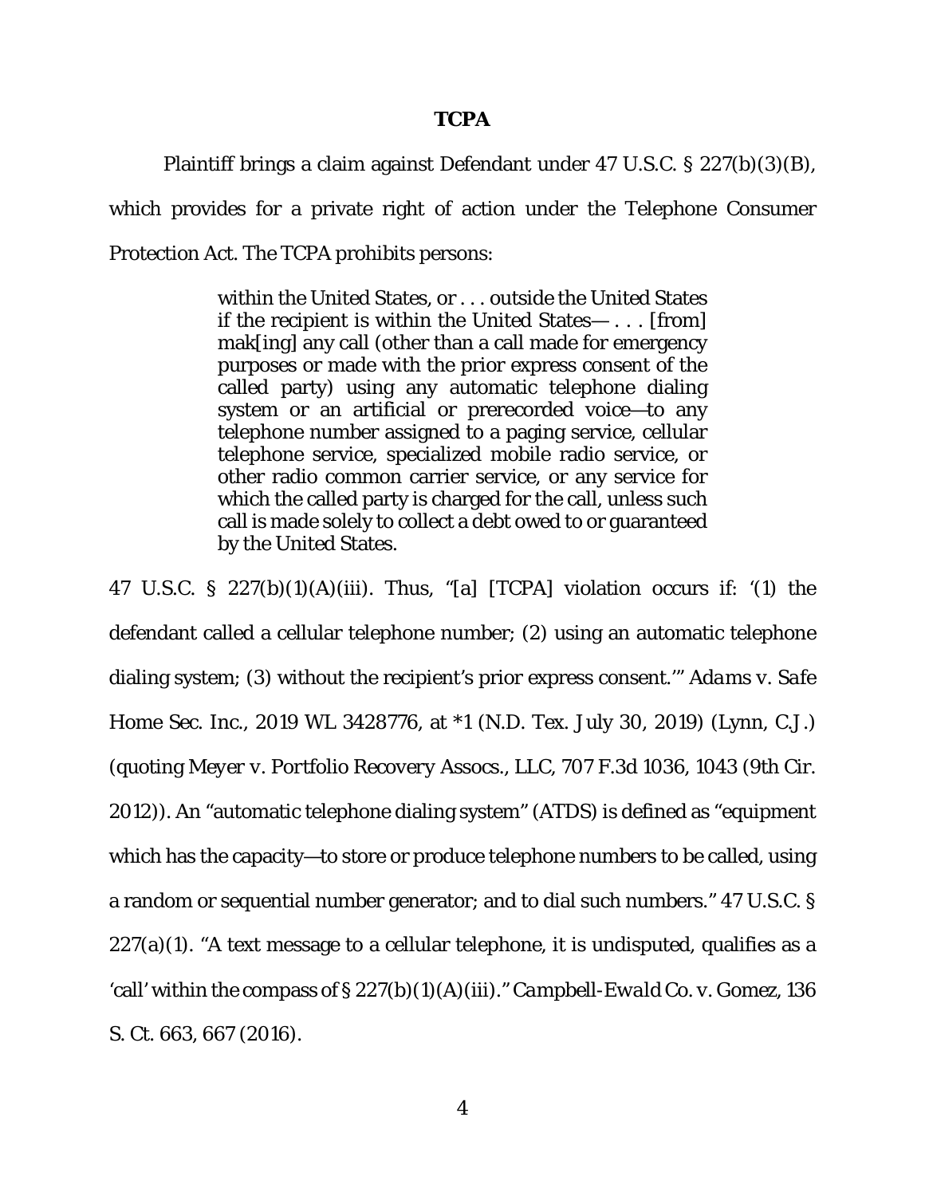## TCPA

Plaintiff brings a claim against Defendant under 47 U.S.C. § 227(b)(3)(B), which provides for a private right of action under the Telephone Consumer Protection Act. The TCPA prohibits persons:

> within the United States, or . . . outside the United States if the recipient is within the United States— . . . [from] mak[ing] any call (other than a call made for emergency purposes or made with the prior express consent of the called party) using any automatic telephone dialing system or an artificial or prerecorded voice—to any telephone number assigned to a paging service, cellular telephone service, specialized mobile radio service, or other radio common carrier service, or any service for which the called party is charged for the call, unless such call is made solely to collect a debt owed to or guaranteed by the United States.

47 U.S.C. § 227(b)(1)(A)(iii). Thus, "[a] [TCPA] violation occurs if: '(1) the defendant called a cellular telephone number; (2) using an automatic telephone dialing system; (3) without the recipient's prior express consent.'" *Adams v. Safe Home Sec. Inc.*, 2019 WL 3428776, at *1 (N.D. Tex. July 30, 2019) (Lynn, C.J.) (quoting *Meyer v. Portfolio Recovery Assocs., LLC*, 707 F.3d 1036, 1043 (9th Cir. 2012)). An "automatic telephone dialing system" (ATDS) is defined as "equipment which has the capacity—to store or produce telephone numbers to be called, using a random or sequential number generator; and to dial such numbers." 47 U.S.C. § 227(a)(1). "A text message to a cellular telephone, it is undisputed, qualifies as a 'call' within the compass of § 227(b)(1)(A)(iii)." *Campbell-Ewald Co. v. Gomez*, 136 S. Ct. 663, 667 (2016).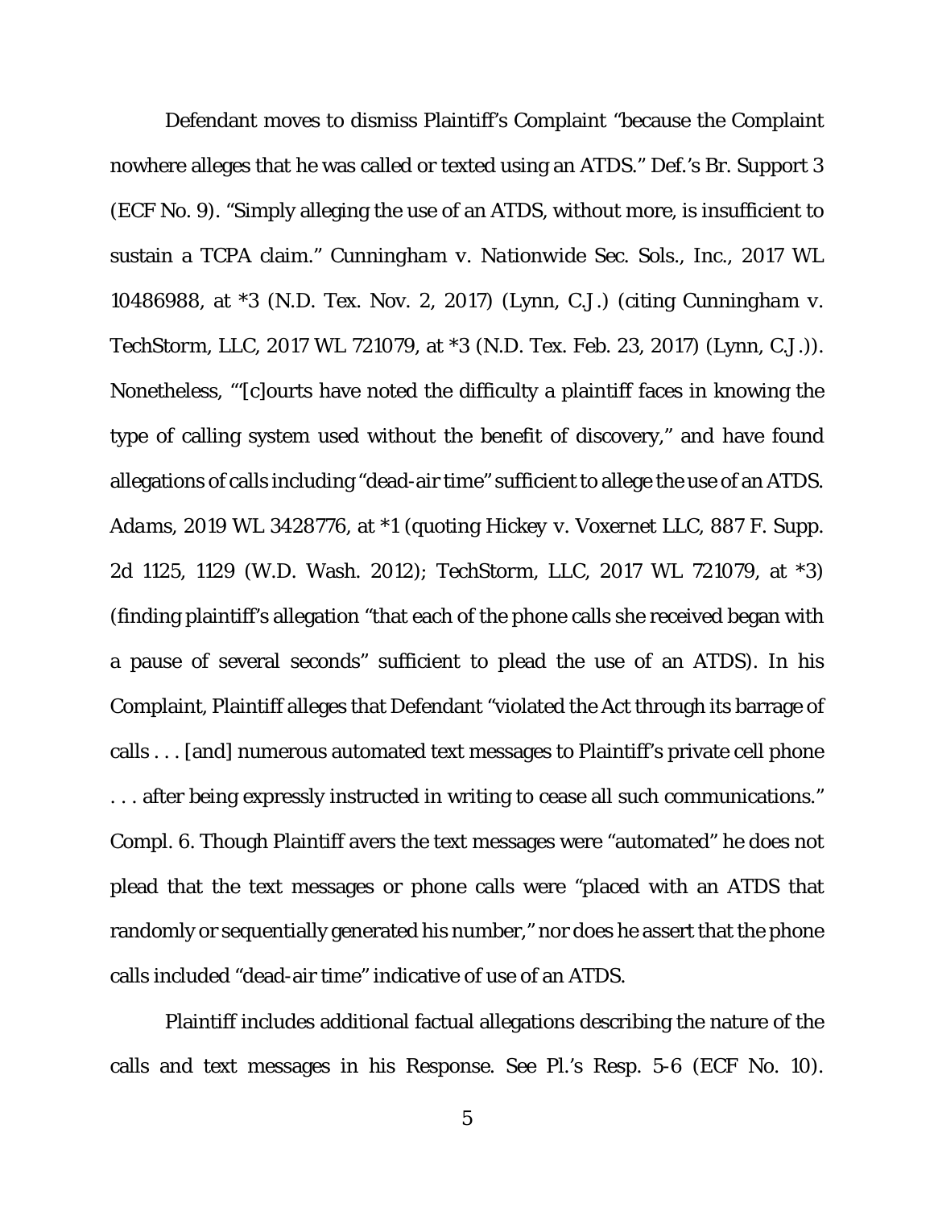Defendant moves to dismiss Plaintiff's Complaint "because the Complaint nowhere alleges that he was called or texted using an ATDS." Def.'s Br. Support 3 (ECF No. 9). "Simply alleging the use of an ATDS, without more, is insufficient to sustain a TCPA claim." *Cunningham v. Nationwide Sec. Sols., Inc.*, 2017 WL 10486988, at *3 (N.D. Tex. Nov. 2, 2017) (Lynn, C.J.) (citing *Cunningham v. TechStorm, LLC*, 2017 WL 721079, at *3 (N.D. Tex. Feb. 23, 2017) (Lynn, C.J.)). Nonetheless, "'[c]ourts have noted the difficulty a plaintiff faces in knowing the type of calling system used without the benefit of discovery," and have found allegations of calls including "dead-air time" sufficient to allege the use of an ATDS. *Adams*, 2019 WL 3428776, at *1 (quoting *Hickey v. Voxernet LLC*, 887 F. Supp. 2d 1125, 1129 (W.D. Wash. 2012); *TechStorm, LLC*, 2017 WL 721079, at *3) (finding plaintiff's allegation "that each of the phone calls she received began with a pause of several seconds" sufficient to plead the use of an ATDS). In his Complaint, Plaintiff alleges that Defendant "violated the Act through its barrage of calls . . . [and] numerous automated text messages to Plaintiff's private cell phone . . . after being expressly instructed in writing to cease all such communications." Compl. 6. Though Plaintiff avers the text messages were "automated" he does not plead that the text messages or phone calls were "placed with an ATDS that randomly or sequentially generated his number," nor does he assert that the phone calls included "dead-air time" indicative of use of an ATDS.

Plaintiff includes additional factual allegations describing the nature of the calls and text messages in his Response. *See* Pl.'s Resp. 5-6 (ECF No. 10).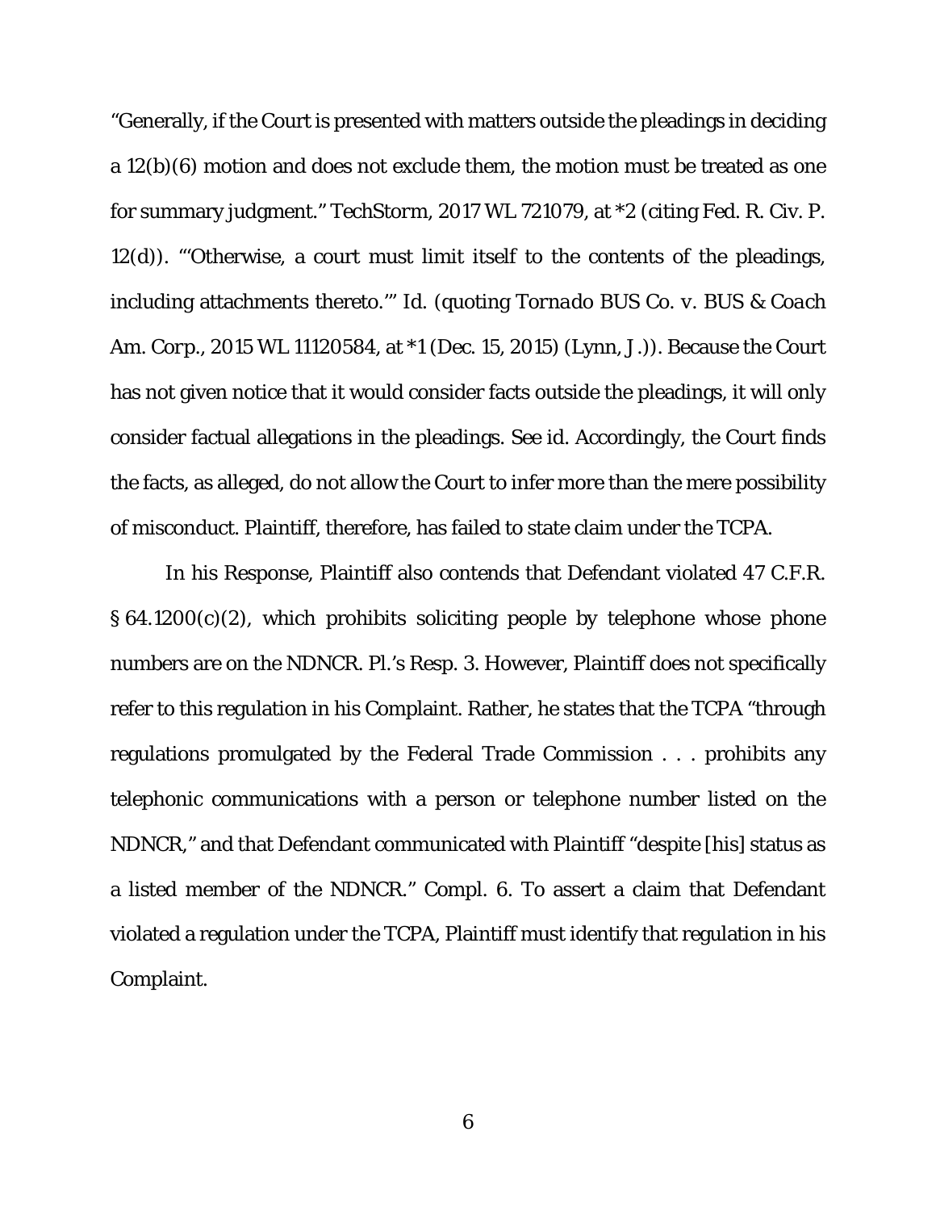"Generally, if the Court is presented with matters outside the pleadings in deciding a 12(b)(6) motion and does not exclude them, the motion must be treated as one for summary judgment." *TechStorm*, 2017 WL 721079, at *2 (citing Fed. R. Civ. P. 12(d)). "'Otherwise, a court must limit itself to the contents of the pleadings, including attachments thereto.'" *Id.* (quoting *Tornado BUS Co. v. BUS & Coach Am. Corp.*, 2015 WL 11120584, at *1 (Dec. 15, 2015) (Lynn, J.)). Because the Court has not given notice that it would consider facts outside the pleadings, it will only consider factual allegations in the pleadings. *See id.* Accordingly, the Court finds the facts, as alleged, do not allow the Court to infer more than the mere possibility of misconduct. Plaintiff, therefore, has failed to state claim under the TCPA.

In his Response, Plaintiff also contends that Defendant violated 47 C.F.R. § 64.1200(c)(2), which prohibits soliciting people by telephone whose phone numbers are on the NDNCR. Pl.'s Resp. 3. However, Plaintiff does not specifically refer to this regulation in his Complaint. Rather, he states that the TCPA "through regulations promulgated by the Federal Trade Commission . . . prohibits any telephonic communications with a person or telephone number listed on the NDNCR," and that Defendant communicated with Plaintiff "despite [his] status as a listed member of the NDNCR." Compl. 6. To assert a claim that Defendant violated a regulation under the TCPA, Plaintiff must identify that regulation in his Complaint.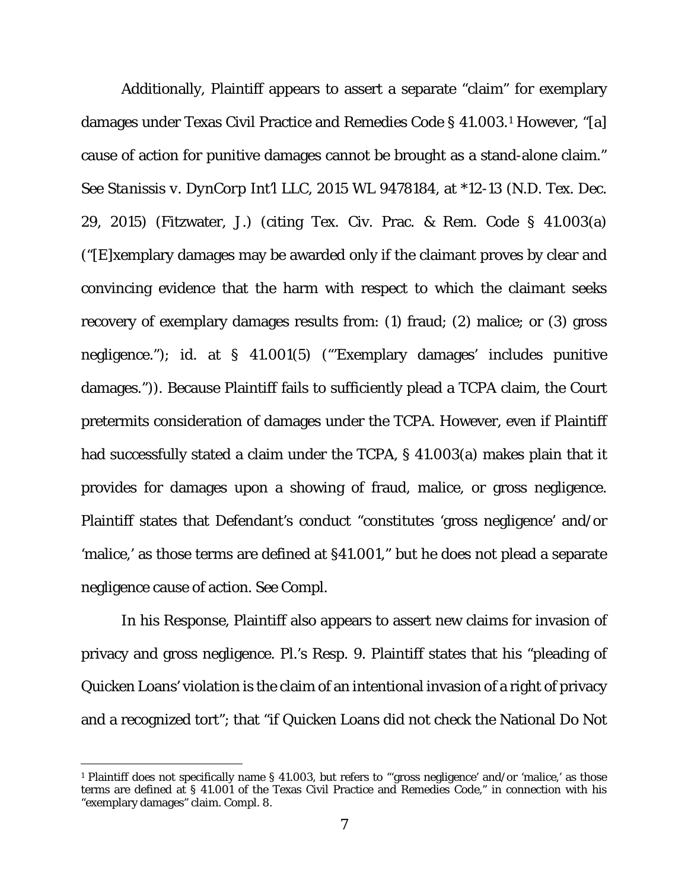Additionally, Plaintiff appears to assert a separate "claim" for exemplary damages under Texas Civil Practice and Remedies Code § 41.003.[1] However, "[a] cause of action for punitive damages cannot be brought as a stand-alone claim." *See Stanissis v. DynCorp Int'l LLC*, 2015 WL 9478184, at *12-13 (N.D. Tex. Dec. 29, 2015) (Fitzwater, J.) (citing Tex. Civ. Prac. & Rem. Code § 41.003(a) ("[E]xemplary damages may be awarded only if the claimant proves by clear and convincing evidence that the harm with respect to which the claimant seeks recovery of exemplary damages results from: (1) fraud; (2) malice; or (3) gross negligence."); *id.* at § 41.001(5) ("'Exemplary damages' includes punitive damages.")). Because Plaintiff fails to sufficiently plead a TCPA claim, the Court pretermits consideration of damages under the TCPA. However, even if Plaintiff had successfully stated a claim under the TCPA, § 41.003(a) makes plain that it provides for damages upon a showing of fraud, malice, or gross negligence. Plaintiff states that Defendant's conduct "constitutes 'gross negligence' and/or 'malice,' as those terms are defined at §41.001," but he does not plead a separate negligence cause of action. *See* Compl.

In his Response, Plaintiff also appears to assert new claims for invasion of privacy and gross negligence. Pl.'s Resp. 9. Plaintiff states that his "pleading of Quicken Loans' violation is the claim of an intentional invasion of a right of privacy and a recognized tort"; that "if Quicken Loans did not check the National Do Not

[1] Plaintiff does not specifically name § 41.003, but refers to "'gross negligence' and/or 'malice,' as those terms are defined at § 41.001 of the Texas Civil Practice and Remedies Code," in connection with his "exemplary damages" claim. Compl. 8.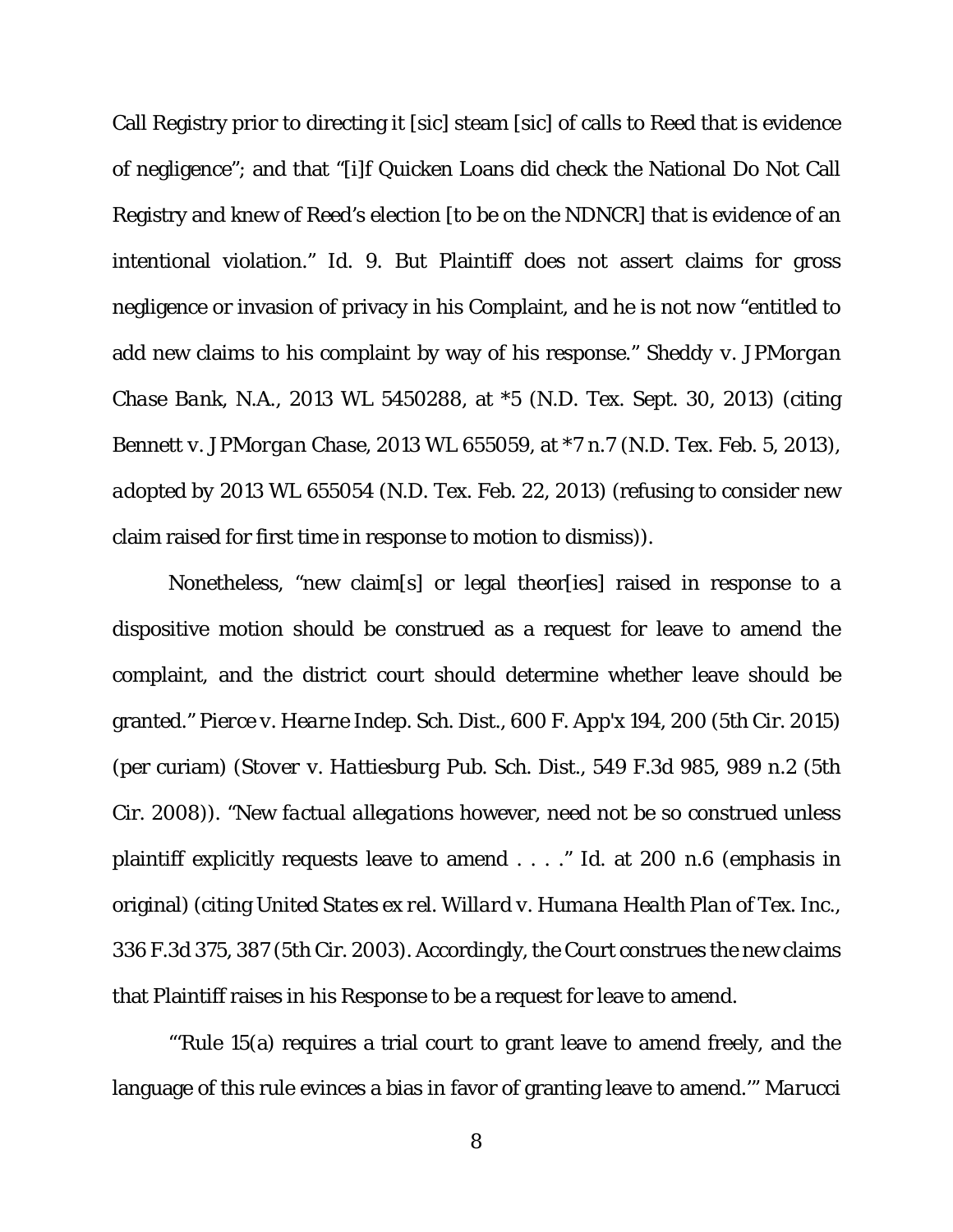Call Registry prior to directing it [sic] steam [sic] of calls to Reed that is evidence of negligence"; and that "[i]f Quicken Loans did check the National Do Not Call Registry and knew of Reed's election [to be on the NDNCR] that is evidence of an intentional violation." *Id.* 9. But Plaintiff does not assert claims for gross negligence or invasion of privacy in his Complaint, and he is not now "entitled to add new claims to his complaint by way of his response." *Sheddy v. JPMorgan Chase Bank, N.A.*, 2013 WL 5450288, at *5 (N.D. Tex. Sept. 30, 2013) (citing *Bennett v. JPMorgan Chase*, 2013 WL 655059, at *7 n.7 (N.D. Tex. Feb. 5, 2013), *adopted by* 2013 WL 655054 (N.D. Tex. Feb. 22, 2013) (refusing to consider new claim raised for first time in response to motion to dismiss)).

Nonetheless, "new claim[s] or legal theor[ies] raised in response to a dispositive motion should be construed as a request for leave to amend the complaint, and the district court should determine whether leave should be granted." *Pierce v. Hearne Indep. Sch. Dist.*, 600 F. App'x 194, 200 (5th Cir. 2015) (per curiam) (*Stover v. Hattiesburg Pub. Sch. Dist.*, 549 F.3d 985, 989 n.2 (5th Cir. 2008)). "New *factual allegations* however, need not be so construed unless plaintiff explicitly requests leave to amend . . . ." *Id.* at 200 n.6 (emphasis in original) (citing *United States ex rel. Willard v. Humana Health Plan of Tex. Inc.*, 336 F.3d 375, 387 (5th Cir. 2003). Accordingly, the Court construes the new claims that Plaintiff raises in his Response to be a request for leave to amend.

"'Rule 15(a) requires a trial court to grant leave to amend freely, and the language of this rule evinces a bias in favor of granting leave to amend.'" *Marucci*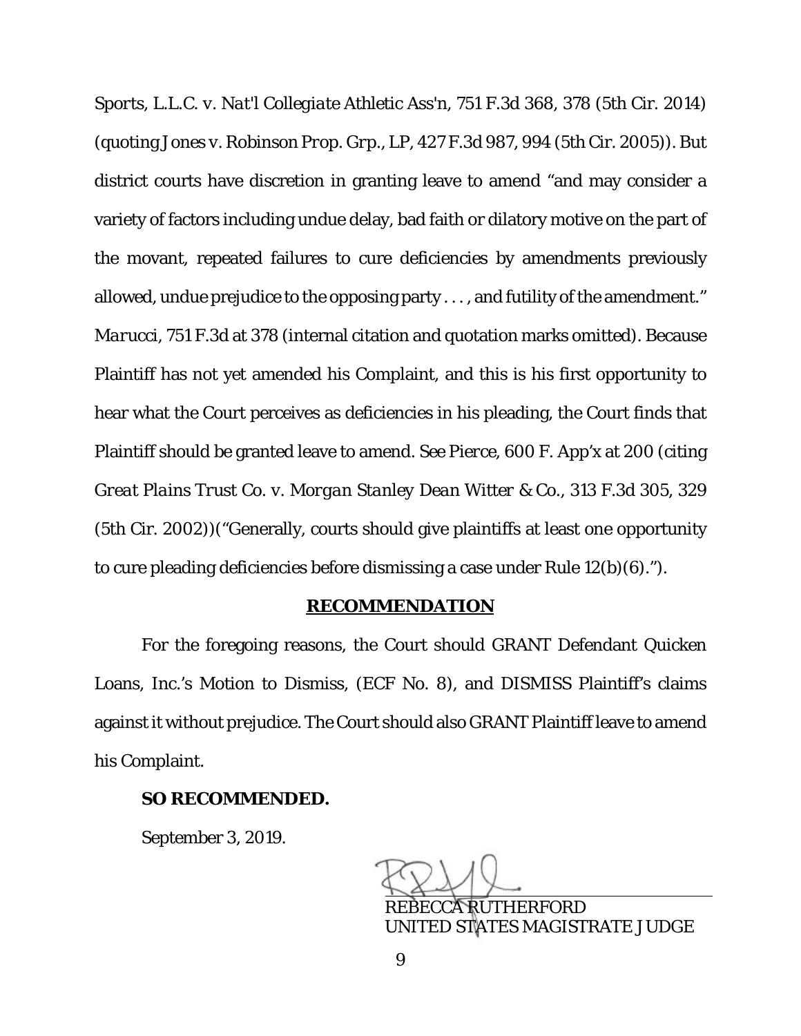*Sports, L.L.C. v. Nat'l Collegiate Athletic Ass'n*, 751 F.3d 368, 378 (5th Cir. 2014) (quoting *Jones v. Robinson Prop. Grp., LP*, 427 F.3d 987, 994 (5th Cir. 2005)). But district courts have discretion in granting leave to amend "and may consider a variety of factors including undue delay, bad faith or dilatory motive on the part of the movant, repeated failures to cure deficiencies by amendments previously allowed, undue prejudice to the opposing party . . . , and futility of the amendment." *Marucci*, 751 F.3d at 378 (internal citation and quotation marks omitted). Because Plaintiff has not yet amended his Complaint, and this is his first opportunity to hear what the Court perceives as deficiencies in his pleading, the Court finds that Plaintiff should be granted leave to amend. *See Pierce*, 600 F. App'x at 200 (citing *Great Plains Trust Co. v. Morgan Stanley Dean Witter & Co.*, 313 F.3d 305, 329 (5th Cir. 2002))("Generally, courts should give plaintiffs at least one opportunity to cure pleading deficiencies before dismissing a case under Rule 12(b)(6).").

## RECOMMENDATION

For the foregoing reasons, the Court should GRANT Defendant Quicken Loans, Inc.'s Motion to Dismiss, (ECF No. 8), and DISMISS Plaintiff's claims against it without prejudice. The Court should also GRANT Plaintiff leave to amend his Complaint.

**SO RECOMMENDED.**

September 3, 2019.

REBECCA RUTHERFORD
UNITED STATES MAGISTRATE JUDGE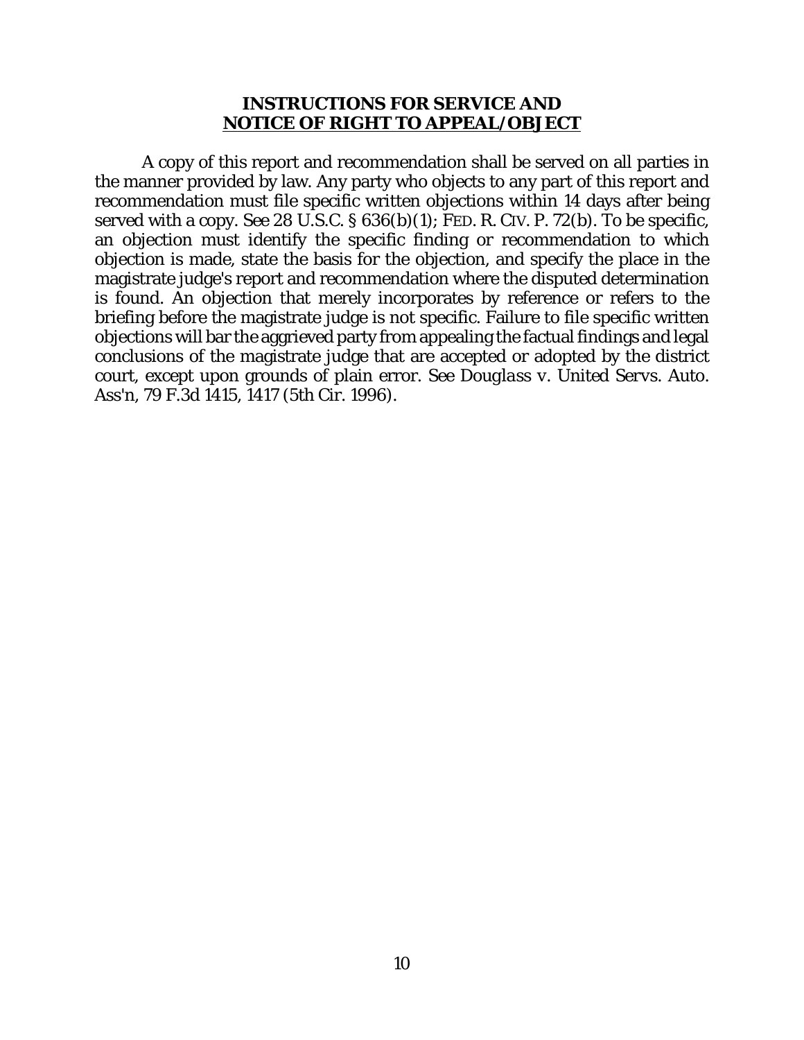**INSTRUCTIONS FOR SERVICE AND**
**NOTICE OF RIGHT TO APPEAL/OBJECT**

A copy of this report and recommendation shall be served on all parties in the manner provided by law. Any party who objects to any part of this report and recommendation must file specific written objections within 14 days after being served with a copy. See 28 U.S.C. § 636(b)(1); FED. R. CIV. P. 72(b). To be specific, an objection must identify the specific finding or recommendation to which objection is made, state the basis for the objection, and specify the place in the magistrate judge's report and recommendation where the disputed determination is found. An objection that merely incorporates by reference or refers to the briefing before the magistrate judge is not specific. Failure to file specific written objections will bar the aggrieved party from appealing the factual findings and legal conclusions of the magistrate judge that are accepted or adopted by the district court, except upon grounds of plain error. See *Douglass v. United Servs. Auto. Ass'n*, 79 F.3d 1415, 1417 (5th Cir. 1996).